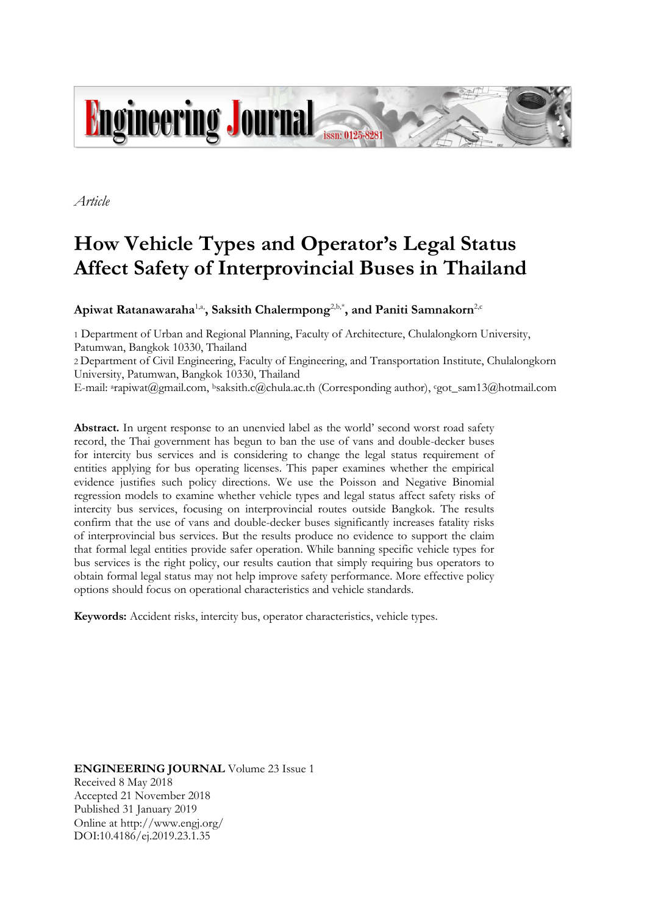Engineering Journal issn: 0125-8281

*Article*

# How Vehicle Types and Operator's Legal Status Affect Safety of Interprovincial Buses in Thailand

**Apiwat Ratanawaraha[1,a], Saksith Chalermpong[2,b,*], and Paniti Samnakorn[2,c]**

1 Department of Urban and Regional Planning, Faculty of Architecture, Chulalongkorn University, Patumwan, Bangkok 10330, Thailand

2 Department of Civil Engineering, Faculty of Engineering, and Transportation Institute, Chulalongkorn University, Patumwan, Bangkok 10330, Thailand

E-mail: [a]rapiwat@gmail.com, [b]saksith.c@chula.ac.th (Corresponding author), [c]got_sam13@hotmail.com

**Abstract.** In urgent response to an unenvied label as the world' second worst road safety record, the Thai government has begun to ban the use of vans and double-decker buses for intercity bus services and is considering to change the legal status requirement of entities applying for bus operating licenses. This paper examines whether the empirical evidence justifies such policy directions. We use the Poisson and Negative Binomial regression models to examine whether vehicle types and legal status affect safety risks of intercity bus services, focusing on interprovincial routes outside Bangkok. The results confirm that the use of vans and double-decker buses significantly increases fatality risks of interprovincial bus services. But the results produce no evidence to support the claim that formal legal entities provide safer operation. While banning specific vehicle types for bus services is the right policy, our results caution that simply requiring bus operators to obtain formal legal status may not help improve safety performance. More effective policy options should focus on operational characteristics and vehicle standards.

**Keywords:** Accident risks, intercity bus, operator characteristics, vehicle types.

**ENGINEERING JOURNAL** Volume 23 Issue 1
Received 8 May 2018
Accepted 21 November 2018
Published 31 January 2019
Online at http://www.engj.org/
DOI:10.4186/ej.2019.23.1.35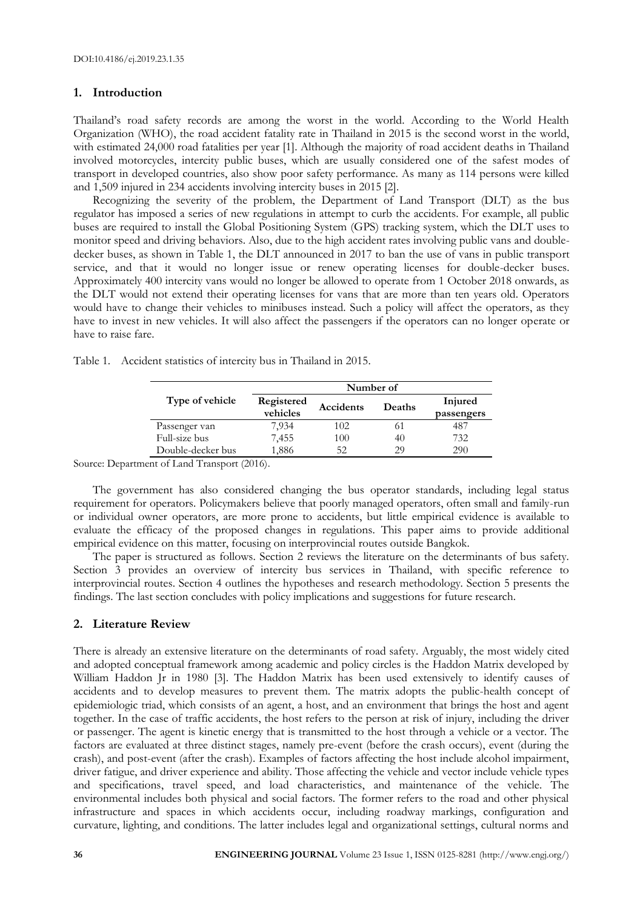## 1. Introduction

Thailand's road safety records are among the worst in the world. According to the World Health Organization (WHO), the road accident fatality rate in Thailand in 2015 is the second worst in the world, with estimated 24,000 road fatalities per year [1]. Although the majority of road accident deaths in Thailand involved motorcycles, intercity public buses, which are usually considered one of the safest modes of transport in developed countries, also show poor safety performance. As many as 114 persons were killed and 1,509 injured in 234 accidents involving intercity buses in 2015 [2].

Recognizing the severity of the problem, the Department of Land Transport (DLT) as the bus regulator has imposed a series of new regulations in attempt to curb the accidents. For example, all public buses are required to install the Global Positioning System (GPS) tracking system, which the DLT uses to monitor speed and driving behaviors. Also, due to the high accident rates involving public vans and double-decker buses, as shown in Table 1, the DLT announced in 2017 to ban the use of vans in public transport service, and that it would no longer issue or renew operating licenses for double-decker buses. Approximately 400 intercity vans would no longer be allowed to operate from 1 October 2018 onwards, as the DLT would not extend their operating licenses for vans that are more than ten years old. Operators would have to change their vehicles to minibuses instead. Such a policy will affect the operators, as they have to invest in new vehicles. It will also affect the passengers if the operators can no longer operate or have to raise fare.

Table 1. Accident statistics of intercity bus in Thailand in 2015.

| Type of vehicle | Number of | | | |
|---|---|---|---|---|
| | Registered vehicles | Accidents | Deaths | Injured passengers |
| Passenger van | 7,934 | 102 | 61 | 487 |
| Full-size bus | 7,455 | 100 | 40 | 732 |
| Double-decker bus | 1,886 | 52 | 29 | 290 |

Source: Department of Land Transport (2016).

The government has also considered changing the bus operator standards, including legal status requirement for operators. Policymakers believe that poorly managed operators, often small and family-run or individual owner operators, are more prone to accidents, but little empirical evidence is available to evaluate the efficacy of the proposed changes in regulations. This paper aims to provide additional empirical evidence on this matter, focusing on interprovincial routes outside Bangkok.

The paper is structured as follows. Section 2 reviews the literature on the determinants of bus safety. Section 3 provides an overview of intercity bus services in Thailand, with specific reference to interprovincial routes. Section 4 outlines the hypotheses and research methodology. Section 5 presents the findings. The last section concludes with policy implications and suggestions for future research.

## 2. Literature Review

There is already an extensive literature on the determinants of road safety. Arguably, the most widely cited and adopted conceptual framework among academic and policy circles is the Haddon Matrix developed by William Haddon Jr in 1980 [3]. The Haddon Matrix has been used extensively to identify causes of accidents and to develop measures to prevent them. The matrix adopts the public-health concept of epidemiologic triad, which consists of an agent, a host, and an environment that brings the host and agent together. In the case of traffic accidents, the host refers to the person at risk of injury, including the driver or passenger. The agent is kinetic energy that is transmitted to the host through a vehicle or a vector. The factors are evaluated at three distinct stages, namely pre-event (before the crash occurs), event (during the crash), and post-event (after the crash). Examples of factors affecting the host include alcohol impairment, driver fatigue, and driver experience and ability. Those affecting the vehicle and vector include vehicle types and specifications, travel speed, and load characteristics, and maintenance of the vehicle. The environmental includes both physical and social factors. The former refers to the road and other physical infrastructure and spaces in which accidents occur, including roadway markings, configuration and curvature, lighting, and conditions. The latter includes legal and organizational settings, cultural norms and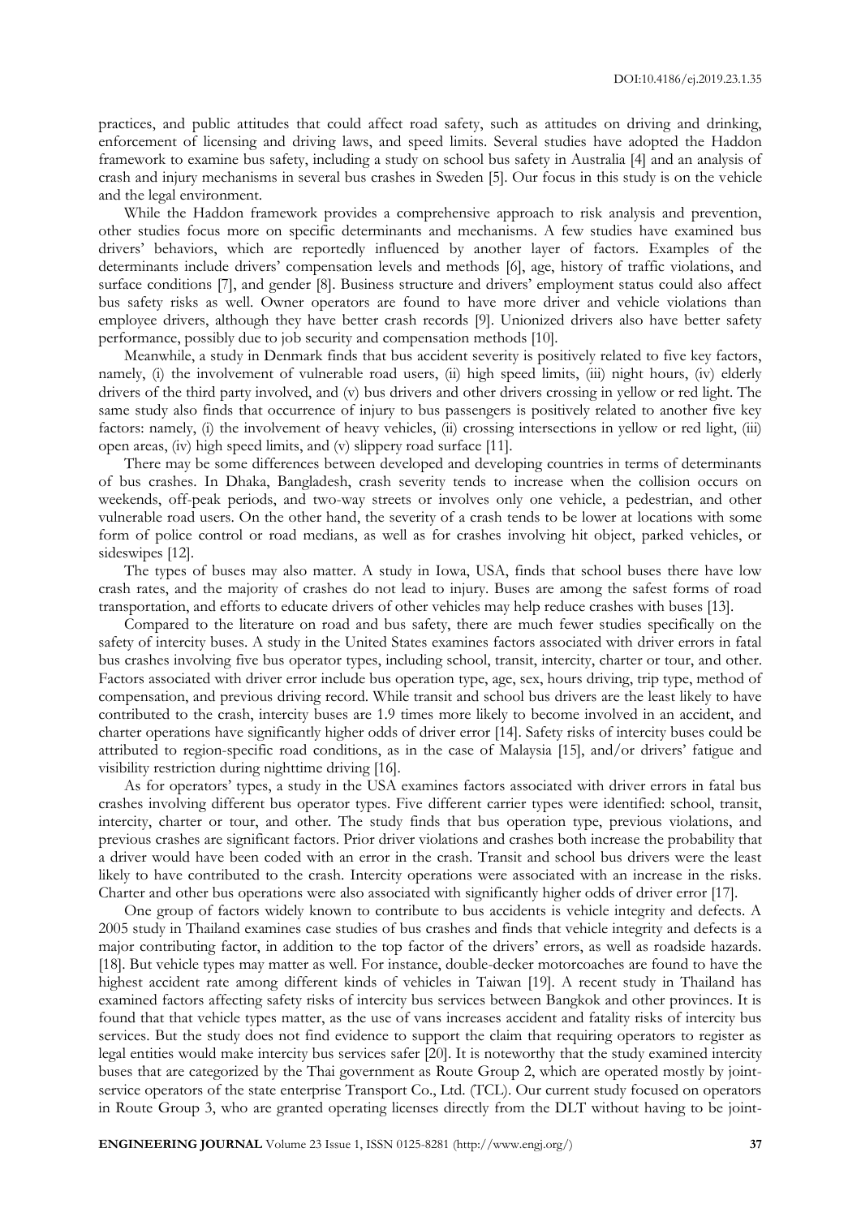practices, and public attitudes that could affect road safety, such as attitudes on driving and drinking, enforcement of licensing and driving laws, and speed limits. Several studies have adopted the Haddon framework to examine bus safety, including a study on school bus safety in Australia [4] and an analysis of crash and injury mechanisms in several bus crashes in Sweden [5]. Our focus in this study is on the vehicle and the legal environment.

While the Haddon framework provides a comprehensive approach to risk analysis and prevention, other studies focus more on specific determinants and mechanisms. A few studies have examined bus drivers' behaviors, which are reportedly influenced by another layer of factors. Examples of the determinants include drivers' compensation levels and methods [6], age, history of traffic violations, and surface conditions [7], and gender [8]. Business structure and drivers' employment status could also affect bus safety risks as well. Owner operators are found to have more driver and vehicle violations than employee drivers, although they have better crash records [9]. Unionized drivers also have better safety performance, possibly due to job security and compensation methods [10].

Meanwhile, a study in Denmark finds that bus accident severity is positively related to five key factors, namely, (i) the involvement of vulnerable road users, (ii) high speed limits, (iii) night hours, (iv) elderly drivers of the third party involved, and (v) bus drivers and other drivers crossing in yellow or red light. The same study also finds that occurrence of injury to bus passengers is positively related to another five key factors: namely, (i) the involvement of heavy vehicles, (ii) crossing intersections in yellow or red light, (iii) open areas, (iv) high speed limits, and (v) slippery road surface [11].

There may be some differences between developed and developing countries in terms of determinants of bus crashes. In Dhaka, Bangladesh, crash severity tends to increase when the collision occurs on weekends, off-peak periods, and two-way streets or involves only one vehicle, a pedestrian, and other vulnerable road users. On the other hand, the severity of a crash tends to be lower at locations with some form of police control or road medians, as well as for crashes involving hit object, parked vehicles, or sideswipes [12].

The types of buses may also matter. A study in Iowa, USA, finds that school buses there have low crash rates, and the majority of crashes do not lead to injury. Buses are among the safest forms of road transportation, and efforts to educate drivers of other vehicles may help reduce crashes with buses [13].

Compared to the literature on road and bus safety, there are much fewer studies specifically on the safety of intercity buses. A study in the United States examines factors associated with driver errors in fatal bus crashes involving five bus operator types, including school, transit, intercity, charter or tour, and other. Factors associated with driver error include bus operation type, age, sex, hours driving, trip type, method of compensation, and previous driving record. While transit and school bus drivers are the least likely to have contributed to the crash, intercity buses are 1.9 times more likely to become involved in an accident, and charter operations have significantly higher odds of driver error [14]. Safety risks of intercity buses could be attributed to region-specific road conditions, as in the case of Malaysia [15], and/or drivers' fatigue and visibility restriction during nighttime driving [16].

As for operators' types, a study in the USA examines factors associated with driver errors in fatal bus crashes involving different bus operator types. Five different carrier types were identified: school, transit, intercity, charter or tour, and other. The study finds that bus operation type, previous violations, and previous crashes are significant factors. Prior driver violations and crashes both increase the probability that a driver would have been coded with an error in the crash. Transit and school bus drivers were the least likely to have contributed to the crash. Intercity operations were associated with an increase in the risks. Charter and other bus operations were also associated with significantly higher odds of driver error [17].

One group of factors widely known to contribute to bus accidents is vehicle integrity and defects. A 2005 study in Thailand examines case studies of bus crashes and finds that vehicle integrity and defects is a major contributing factor, in addition to the top factor of the drivers' errors, as well as roadside hazards. [18]. But vehicle types may matter as well. For instance, double-decker motorcoaches are found to have the highest accident rate among different kinds of vehicles in Taiwan [19]. A recent study in Thailand has examined factors affecting safety risks of intercity bus services between Bangkok and other provinces. It is found that that vehicle types matter, as the use of vans increases accident and fatality risks of intercity bus services. But the study does not find evidence to support the claim that requiring operators to register as legal entities would make intercity bus services safer [20]. It is noteworthy that the study examined intercity buses that are categorized by the Thai government as Route Group 2, which are operated mostly by joint-service operators of the state enterprise Transport Co., Ltd. (TCL). Our current study focused on operators in Route Group 3, who are granted operating licenses directly from the DLT without having to be joint-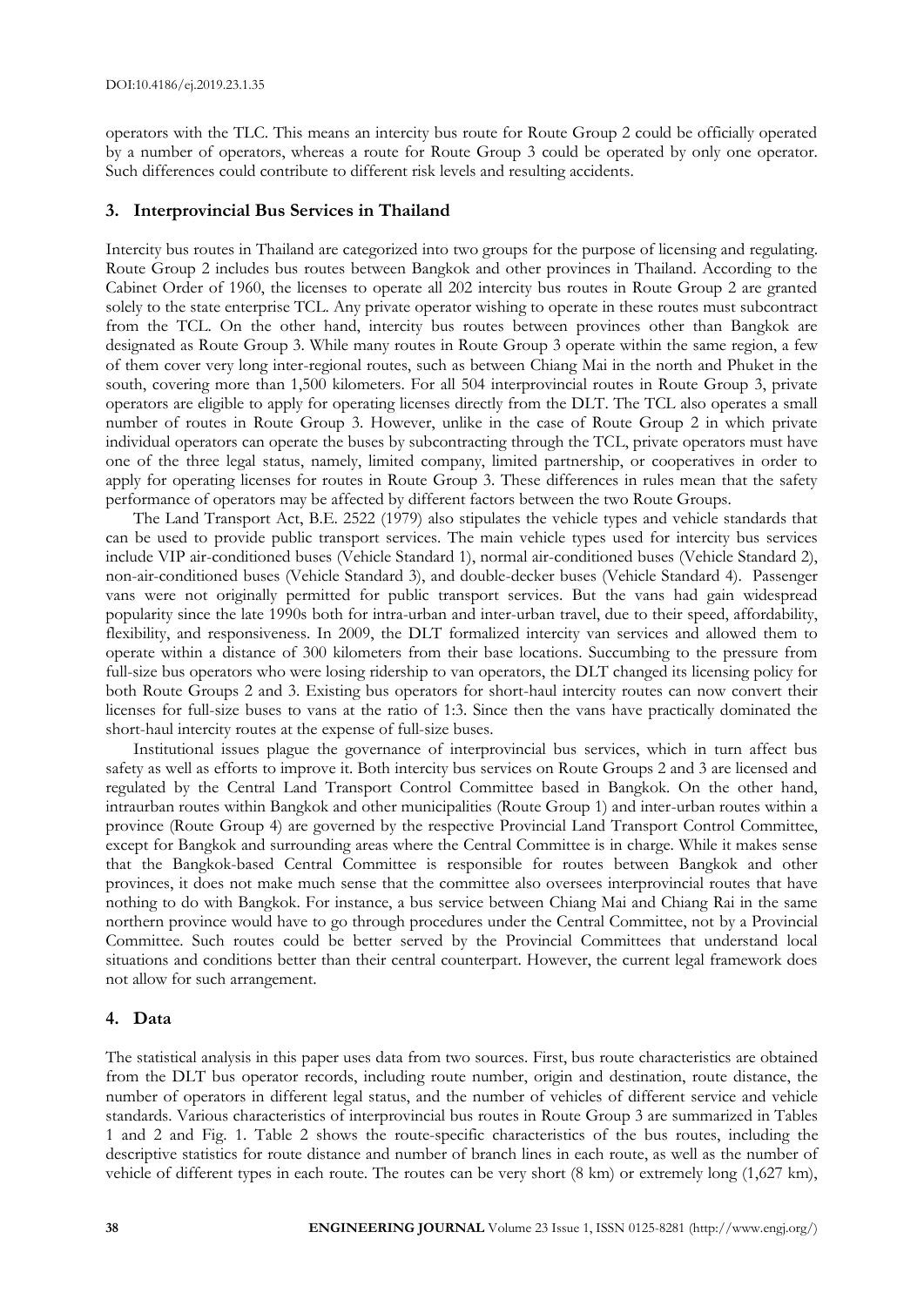operators with the TLC. This means an intercity bus route for Route Group 2 could be officially operated by a number of operators, whereas a route for Route Group 3 could be operated by only one operator. Such differences could contribute to different risk levels and resulting accidents.

## 3. Interprovincial Bus Services in Thailand

Intercity bus routes in Thailand are categorized into two groups for the purpose of licensing and regulating. Route Group 2 includes bus routes between Bangkok and other provinces in Thailand. According to the Cabinet Order of 1960, the licenses to operate all 202 intercity bus routes in Route Group 2 are granted solely to the state enterprise TCL. Any private operator wishing to operate in these routes must subcontract from the TCL. On the other hand, intercity bus routes between provinces other than Bangkok are designated as Route Group 3. While many routes in Route Group 3 operate within the same region, a few of them cover very long inter-regional routes, such as between Chiang Mai in the north and Phuket in the south, covering more than 1,500 kilometers. For all 504 interprovincial routes in Route Group 3, private operators are eligible to apply for operating licenses directly from the DLT. The TCL also operates a small number of routes in Route Group 3. However, unlike in the case of Route Group 2 in which private individual operators can operate the buses by subcontracting through the TCL, private operators must have one of the three legal status, namely, limited company, limited partnership, or cooperatives in order to apply for operating licenses for routes in Route Group 3. These differences in rules mean that the safety performance of operators may be affected by different factors between the two Route Groups.

The Land Transport Act, B.E. 2522 (1979) also stipulates the vehicle types and vehicle standards that can be used to provide public transport services. The main vehicle types used for intercity bus services include VIP air-conditioned buses (Vehicle Standard 1), normal air-conditioned buses (Vehicle Standard 2), non-air-conditioned buses (Vehicle Standard 3), and double-decker buses (Vehicle Standard 4). Passenger vans were not originally permitted for public transport services. But the vans had gain widespread popularity since the late 1990s both for intra-urban and inter-urban travel, due to their speed, affordability, flexibility, and responsiveness. In 2009, the DLT formalized intercity van services and allowed them to operate within a distance of 300 kilometers from their base locations. Succumbing to the pressure from full-size bus operators who were losing ridership to van operators, the DLT changed its licensing policy for both Route Groups 2 and 3. Existing bus operators for short-haul intercity routes can now convert their licenses for full-size buses to vans at the ratio of 1:3. Since then the vans have practically dominated the short-haul intercity routes at the expense of full-size buses.

Institutional issues plague the governance of interprovincial bus services, which in turn affect bus safety as well as efforts to improve it. Both intercity bus services on Route Groups 2 and 3 are licensed and regulated by the Central Land Transport Control Committee based in Bangkok. On the other hand, intraurban routes within Bangkok and other municipalities (Route Group 1) and inter-urban routes within a province (Route Group 4) are governed by the respective Provincial Land Transport Control Committee, except for Bangkok and surrounding areas where the Central Committee is in charge. While it makes sense that the Bangkok-based Central Committee is responsible for routes between Bangkok and other provinces, it does not make much sense that the committee also oversees interprovincial routes that have nothing to do with Bangkok. For instance, a bus service between Chiang Mai and Chiang Rai in the same northern province would have to go through procedures under the Central Committee, not by a Provincial Committee. Such routes could be better served by the Provincial Committees that understand local situations and conditions better than their central counterpart. However, the current legal framework does not allow for such arrangement.

## 4. Data

The statistical analysis in this paper uses data from two sources. First, bus route characteristics are obtained from the DLT bus operator records, including route number, origin and destination, route distance, the number of operators in different legal status, and the number of vehicles of different service and vehicle standards. Various characteristics of interprovincial bus routes in Route Group 3 are summarized in Tables 1 and 2 and Fig. 1. Table 2 shows the route-specific characteristics of the bus routes, including the descriptive statistics for route distance and number of branch lines in each route, as well as the number of vehicle of different types in each route. The routes can be very short (8 km) or extremely long (1,627 km),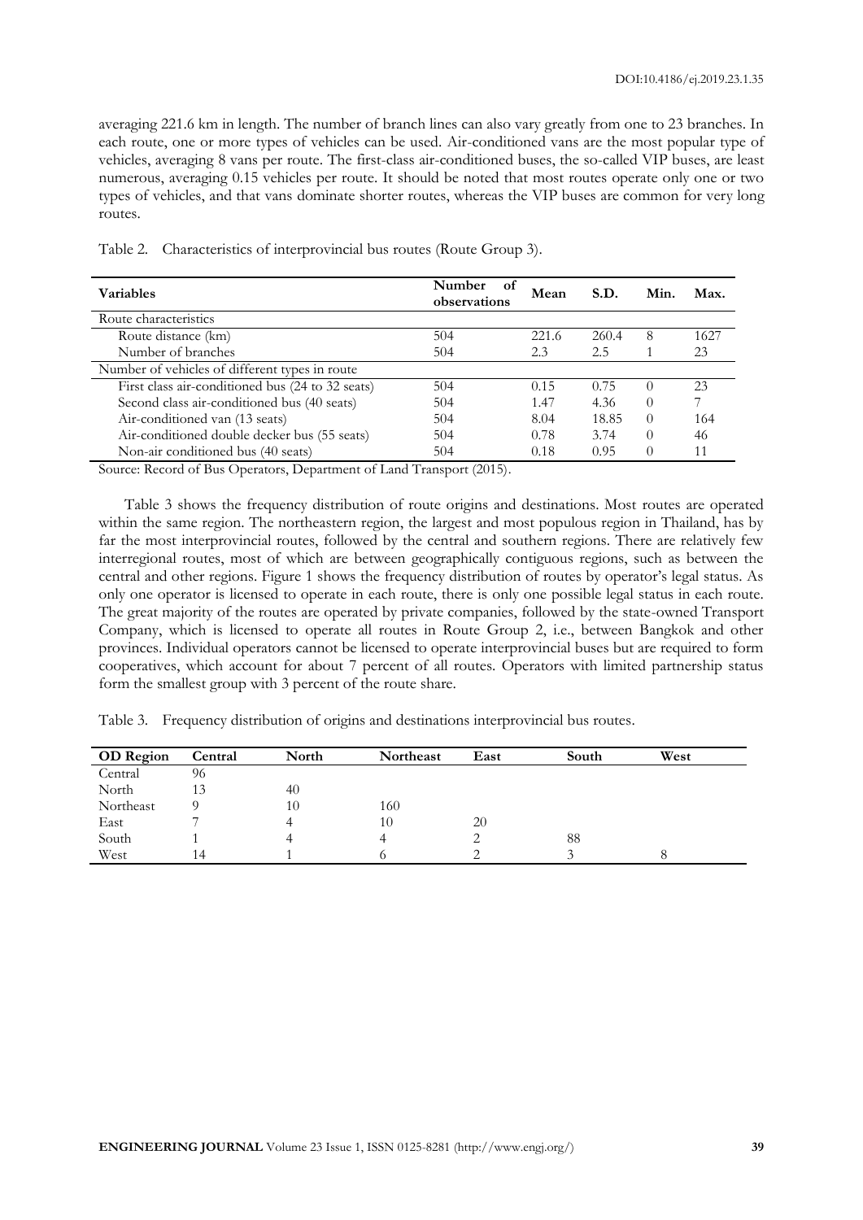averaging 221.6 km in length. The number of branch lines can also vary greatly from one to 23 branches. In each route, one or more types of vehicles can be used. Air-conditioned vans are the most popular type of vehicles, averaging 8 vans per route. The first-class air-conditioned buses, the so-called VIP buses, are least numerous, averaging 0.15 vehicles per route. It should be noted that most routes operate only one or two types of vehicles, and that vans dominate shorter routes, whereas the VIP buses are common for very long routes.

Table 2. Characteristics of interprovincial bus routes (Route Group 3).

| Variables | Number of observations | Mean | S.D. | Min. | Max. |
|---|---|---|---|---|---|
| Route characteristics | | | | | |
| Route distance (km) | 504 | 221.6 | 260.4 | 8 | 1627 |
| Number of branches | 504 | 2.3 | 2.5 | 1 | 23 |
| Number of vehicles of different types in route | | | | | |
| First class air-conditioned bus (24 to 32 seats) | 504 | 0.15 | 0.75 | 0 | 23 |
| Second class air-conditioned bus (40 seats) | 504 | 1.47 | 4.36 | 0 | 7 |
| Air-conditioned van (13 seats) | 504 | 8.04 | 18.85 | 0 | 164 |
| Air-conditioned double decker bus (55 seats) | 504 | 0.78 | 3.74 | 0 | 46 |
| Non-air conditioned bus (40 seats) | 504 | 0.18 | 0.95 | 0 | 11 |

Source: Record of Bus Operators, Department of Land Transport (2015).

Table 3 shows the frequency distribution of route origins and destinations. Most routes are operated within the same region. The northeastern region, the largest and most populous region in Thailand, has by far the most interprovincial routes, followed by the central and southern regions. There are relatively few interregional routes, most of which are between geographically contiguous regions, such as between the central and other regions. Figure 1 shows the frequency distribution of routes by operator's legal status. As only one operator is licensed to operate in each route, there is only one possible legal status in each route. The great majority of the routes are operated by private companies, followed by the state-owned Transport Company, which is licensed to operate all routes in Route Group 2, i.e., between Bangkok and other provinces. Individual operators cannot be licensed to operate interprovincial buses but are required to form cooperatives, which account for about 7 percent of all routes. Operators with limited partnership status form the smallest group with 3 percent of the route share.

Table 3. Frequency distribution of origins and destinations interprovincial bus routes.

| OD Region | Central | North | Northeast | East | South | West |
|---|---|---|---|---|---|---|
| Central | 96 | | | | | |
| North | 13 | 40 | | | | |
| Northeast | 9 | 10 | 160 | | | |
| East | 7 | 4 | 10 | 20 | | |
| South | 1 | 4 | 4 | 2 | 88 | |
| West | 14 | 1 | 6 | 2 | 3 | 8 |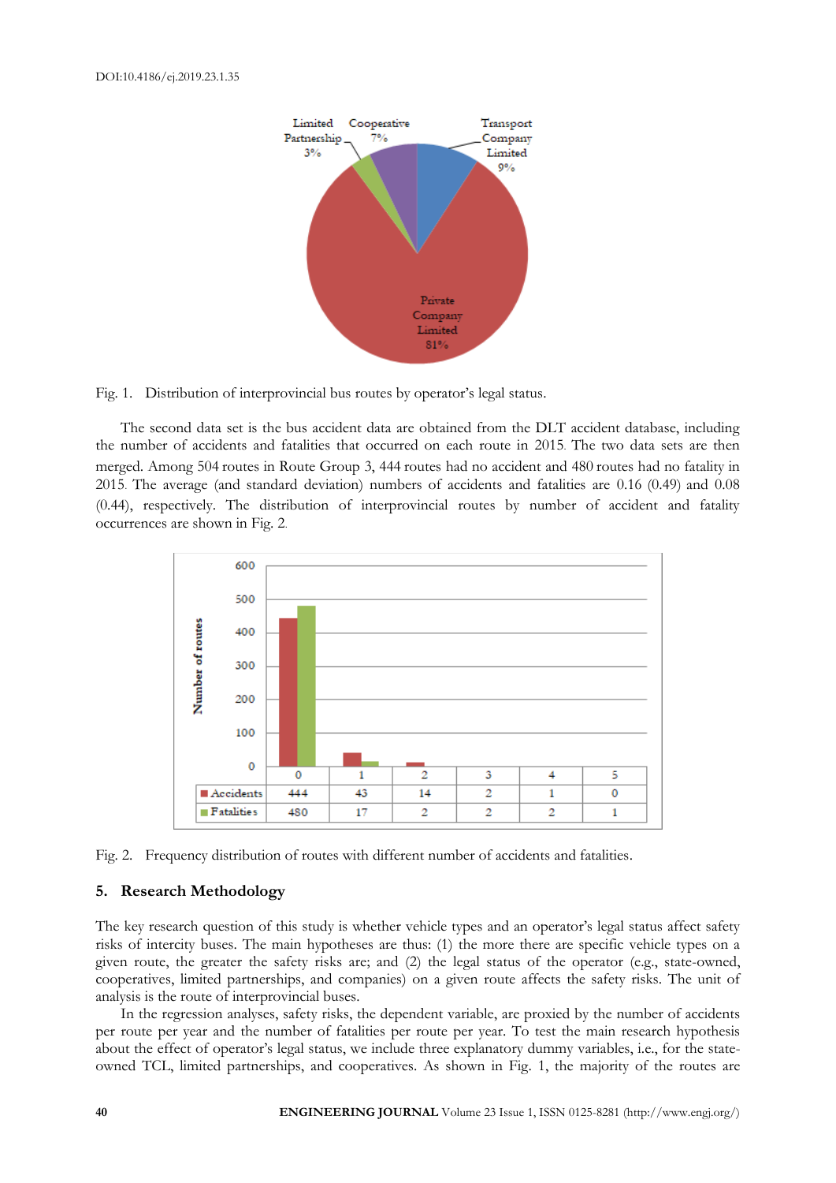Fig. 1. Distribution of interprovincial bus routes by operator's legal status.

The second data set is the bus accident data are obtained from the DLT accident database, including the number of accidents and fatalities that occurred on each route in 2015. The two data sets are then merged. Among 504 routes in Route Group 3, 444 routes had no accident and 480 routes had no fatality in 2015. The average (and standard deviation) numbers of accidents and fatalities are 0.16 (0.49) and 0.08 (0.44), respectively. The distribution of interprovincial routes by number of accident and fatality occurrences are shown in Fig. 2.

| | 0 | 1 | 2 | 3 | 4 | 5 |
|---|---|---|---|---|---|---|
| Accidents | 444 | 43 | 14 | 2 | 1 | 0 |
| Fatalities | 480 | 17 | 2 | 2 | 2 | 1 |

Fig. 2. Frequency distribution of routes with different number of accidents and fatalities.

## 5. Research Methodology

The key research question of this study is whether vehicle types and an operator's legal status affect safety risks of intercity buses. The main hypotheses are thus: (1) the more there are specific vehicle types on a given route, the greater the safety risks are; and (2) the legal status of the operator (e.g., state-owned, cooperatives, limited partnerships, and companies) on a given route affects the safety risks. The unit of analysis is the route of interprovincial buses.

In the regression analyses, safety risks, the dependent variable, are proxied by the number of accidents per route per year and the number of fatalities per route per year. To test the main research hypothesis about the effect of operator's legal status, we include three explanatory dummy variables, i.e., for the state-owned TCL, limited partnerships, and cooperatives. As shown in Fig. 1, the majority of the routes are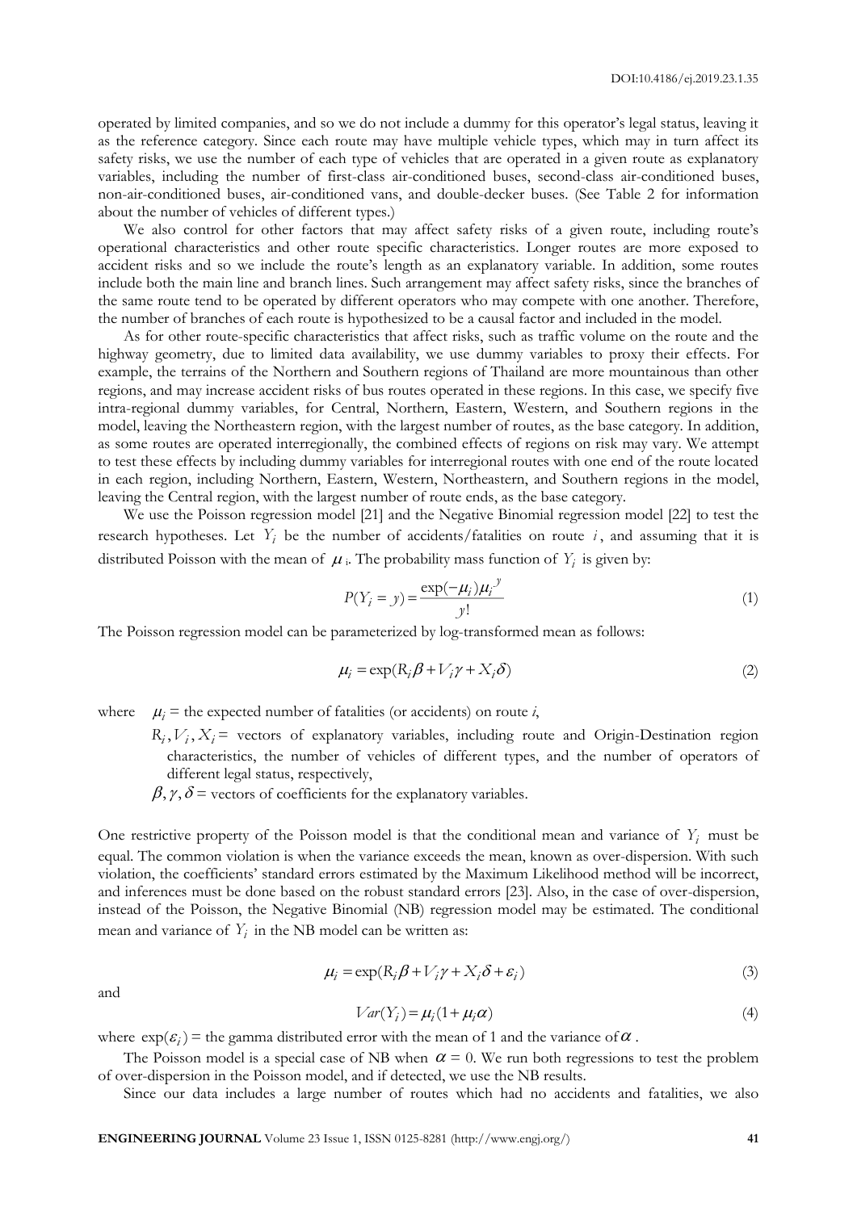operated by limited companies, and so we do not include a dummy for this operator's legal status, leaving it as the reference category. Since each route may have multiple vehicle types, which may in turn affect its safety risks, we use the number of each type of vehicles that are operated in a given route as explanatory variables, including the number of first-class air-conditioned buses, second-class air-conditioned buses, non-air-conditioned buses, air-conditioned vans, and double-decker buses. (See Table 2 for information about the number of vehicles of different types.)

We also control for other factors that may affect safety risks of a given route, including route's operational characteristics and other route specific characteristics. Longer routes are more exposed to accident risks and so we include the route's length as an explanatory variable. In addition, some routes include both the main line and branch lines. Such arrangement may affect safety risks, since the branches of the same route tend to be operated by different operators who may compete with one another. Therefore, the number of branches of each route is hypothesized to be a causal factor and included in the model.

As for other route-specific characteristics that affect risks, such as traffic volume on the route and the highway geometry, due to limited data availability, we use dummy variables to proxy their effects. For example, the terrains of the Northern and Southern regions of Thailand are more mountainous than other regions, and may increase accident risks of bus routes operated in these regions. In this case, we specify five intra-regional dummy variables, for Central, Northern, Eastern, Western, and Southern regions in the model, leaving the Northeastern region, with the largest number of routes, as the base category. In addition, as some routes are operated interregionally, the combined effects of regions on risk may vary. We attempt to test these effects by including dummy variables for interregional routes with one end of the route located in each region, including Northern, Eastern, Western, Northeastern, and Southern regions in the model, leaving the Central region, with the largest number of route ends, as the base category.

We use the Poisson regression model [21] and the Negative Binomial regression model [22] to test the research hypotheses. Let $Y_i$ be the number of accidents/fatalities on route $i$, and assuming that it is distributed Poisson with the mean of $\mu_i$. The probability mass function of $Y_i$ is given by:

$$P(Y_i = y) = \frac{\exp(-\mu_i)\mu_i^{\,y}}{y!} \tag{1}$$

The Poisson regression model can be parameterized by log-transformed mean as follows:

$$\mu_i = \exp(R_i\beta + V_i\gamma + X_i\delta) \tag{2}$$

where $\mu_i$ = the expected number of fatalities (or accidents) on route $i$,

$R_i, V_i, X_i$ = vectors of explanatory variables, including route and Origin-Destination region characteristics, the number of vehicles of different types, and the number of operators of different legal status, respectively,

$\beta, \gamma, \delta$ = vectors of coefficients for the explanatory variables.

One restrictive property of the Poisson model is that the conditional mean and variance of $Y_i$ must be equal. The common violation is when the variance exceeds the mean, known as over-dispersion. With such violation, the coefficients' standard errors estimated by the Maximum Likelihood method will be incorrect, and inferences must be done based on the robust standard errors [23]. Also, in the case of over-dispersion, instead of the Poisson, the Negative Binomial (NB) regression model may be estimated. The conditional mean and variance of $Y_i$ in the NB model can be written as:

$$\mu_i = \exp(R_i\beta + V_i\gamma + X_i\delta + \varepsilon_i) \tag{3}$$

and

$$Var(Y_i) = \mu_i(1 + \mu_i\alpha) \tag{4}$$

where $\exp(\varepsilon_i)$ = the gamma distributed error with the mean of 1 and the variance of $\alpha$.

The Poisson model is a special case of NB when $\alpha = 0$. We run both regressions to test the problem of over-dispersion in the Poisson model, and if detected, we use the NB results.

Since our data includes a large number of routes which had no accidents and fatalities, we also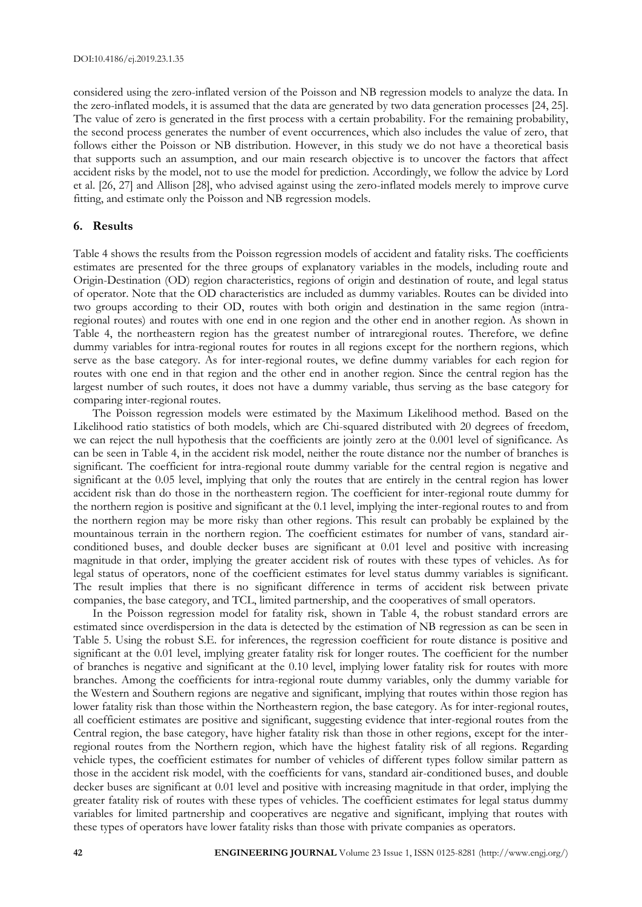considered using the zero-inflated version of the Poisson and NB regression models to analyze the data. In the zero-inflated models, it is assumed that the data are generated by two data generation processes [24, 25]. The value of zero is generated in the first process with a certain probability. For the remaining probability, the second process generates the number of event occurrences, which also includes the value of zero, that follows either the Poisson or NB distribution. However, in this study we do not have a theoretical basis that supports such an assumption, and our main research objective is to uncover the factors that affect accident risks by the model, not to use the model for prediction. Accordingly, we follow the advice by Lord et al. [26, 27] and Allison [28], who advised against using the zero-inflated models merely to improve curve fitting, and estimate only the Poisson and NB regression models.

## 6. Results

Table 4 shows the results from the Poisson regression models of accident and fatality risks. The coefficients estimates are presented for the three groups of explanatory variables in the models, including route and Origin-Destination (OD) region characteristics, regions of origin and destination of route, and legal status of operator. Note that the OD characteristics are included as dummy variables. Routes can be divided into two groups according to their OD, routes with both origin and destination in the same region (intra-regional routes) and routes with one end in one region and the other end in another region. As shown in Table 4, the northeastern region has the greatest number of intraregional routes. Therefore, we define dummy variables for intra-regional routes for routes in all regions except for the northern regions, which serve as the base category. As for inter-regional routes, we define dummy variables for each region for routes with one end in that region and the other end in another region. Since the central region has the largest number of such routes, it does not have a dummy variable, thus serving as the base category for comparing inter-regional routes.

The Poisson regression models were estimated by the Maximum Likelihood method. Based on the Likelihood ratio statistics of both models, which are Chi-squared distributed with 20 degrees of freedom, we can reject the null hypothesis that the coefficients are jointly zero at the 0.001 level of significance. As can be seen in Table 4, in the accident risk model, neither the route distance nor the number of branches is significant. The coefficient for intra-regional route dummy variable for the central region is negative and significant at the 0.05 level, implying that only the routes that are entirely in the central region has lower accident risk than do those in the northeastern region. The coefficient for inter-regional route dummy for the northern region is positive and significant at the 0.1 level, implying the inter-regional routes to and from the northern region may be more risky than other regions. This result can probably be explained by the mountainous terrain in the northern region. The coefficient estimates for number of vans, standard air-conditioned buses, and double decker buses are significant at 0.01 level and positive with increasing magnitude in that order, implying the greater accident risk of routes with these types of vehicles. As for legal status of operators, none of the coefficient estimates for level status dummy variables is significant. The result implies that there is no significant difference in terms of accident risk between private companies, the base category, and TCL, limited partnership, and the cooperatives of small operators.

In the Poisson regression model for fatality risk, shown in Table 4, the robust standard errors are estimated since overdispersion in the data is detected by the estimation of NB regression as can be seen in Table 5. Using the robust S.E. for inferences, the regression coefficient for route distance is positive and significant at the 0.01 level, implying greater fatality risk for longer routes. The coefficient for the number of branches is negative and significant at the 0.10 level, implying lower fatality risk for routes with more branches. Among the coefficients for intra-regional route dummy variables, only the dummy variable for the Western and Southern regions are negative and significant, implying that routes within those region has lower fatality risk than those within the Northeastern region, the base category. As for inter-regional routes, all coefficient estimates are positive and significant, suggesting evidence that inter-regional routes from the Central region, the base category, have higher fatality risk than those in other regions, except for the inter-regional routes from the Northern region, which have the highest fatality risk of all regions. Regarding vehicle types, the coefficient estimates for number of vehicles of different types follow similar pattern as those in the accident risk model, with the coefficients for vans, standard air-conditioned buses, and double decker buses are significant at 0.01 level and positive with increasing magnitude in that order, implying the greater fatality risk of routes with these types of vehicles. The coefficient estimates for legal status dummy variables for limited partnership and cooperatives are negative and significant, implying that routes with these types of operators have lower fatality risks than those with private companies as operators.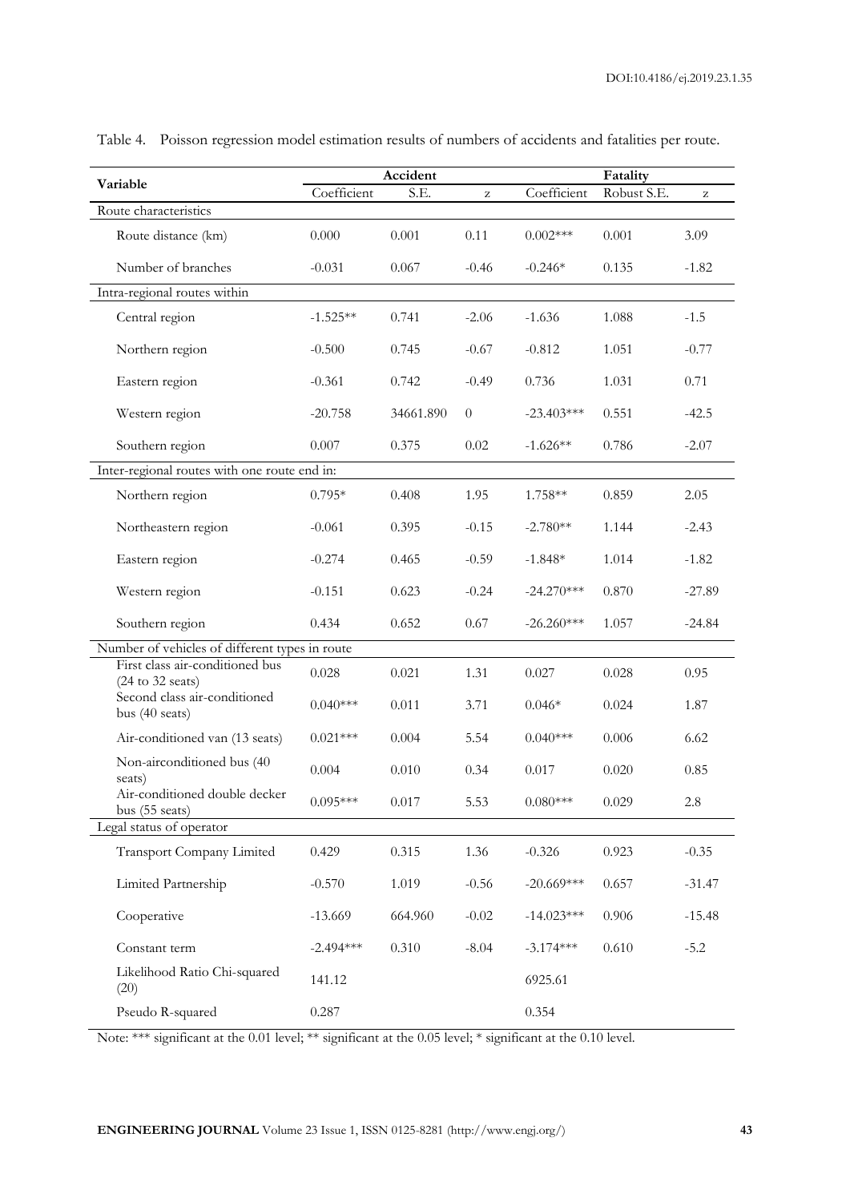Table 4. Poisson regression model estimation results of numbers of accidents and fatalities per route.

| Variable | Accident | | | Fatality | | |
|---|---|---|---|---|---|---|
| | Coefficient | S.E. | z | Coefficient | Robust S.E. | z |
| Route characteristics | | | | | | |
| Route distance (km) | 0.000 | 0.001 | 0.11 | 0.002*** | 0.001 | 3.09 |
| Number of branches | -0.031 | 0.067 | -0.46 | -0.246* | 0.135 | -1.82 |
| Intra-regional routes within | | | | | | |
| Central region | -1.525** | 0.741 | -2.06 | -1.636 | 1.088 | -1.5 |
| Northern region | -0.500 | 0.745 | -0.67 | -0.812 | 1.051 | -0.77 |
| Eastern region | -0.361 | 0.742 | -0.49 | 0.736 | 1.031 | 0.71 |
| Western region | -20.758 | 34661.890 | 0 | -23.403*** | 0.551 | -42.5 |
| Southern region | 0.007 | 0.375 | 0.02 | -1.626** | 0.786 | -2.07 |
| Inter-regional routes with one route end in: | | | | | | |
| Northern region | 0.795* | 0.408 | 1.95 | 1.758** | 0.859 | 2.05 |
| Northeastern region | -0.061 | 0.395 | -0.15 | -2.780** | 1.144 | -2.43 |
| Eastern region | -0.274 | 0.465 | -0.59 | -1.848* | 1.014 | -1.82 |
| Western region | -0.151 | 0.623 | -0.24 | -24.270*** | 0.870 | -27.89 |
| Southern region | 0.434 | 0.652 | 0.67 | -26.260*** | 1.057 | -24.84 |
| Number of vehicles of different types in route | | | | | | |
| First class air-conditioned bus (24 to 32 seats) | 0.028 | 0.021 | 1.31 | 0.027 | 0.028 | 0.95 |
| Second class air-conditioned bus (40 seats) | 0.040*** | 0.011 | 3.71 | 0.046* | 0.024 | 1.87 |
| Air-conditioned van (13 seats) | 0.021*** | 0.004 | 5.54 | 0.040*** | 0.006 | 6.62 |
| Non-airconditioned bus (40 seats) | 0.004 | 0.010 | 0.34 | 0.017 | 0.020 | 0.85 |
| Air-conditioned double decker bus (55 seats) | 0.095*** | 0.017 | 5.53 | 0.080*** | 0.029 | 2.8 |
| Legal status of operator | | | | | | |
| Transport Company Limited | 0.429 | 0.315 | 1.36 | -0.326 | 0.923 | -0.35 |
| Limited Partnership | -0.570 | 1.019 | -0.56 | -20.669*** | 0.657 | -31.47 |
| Cooperative | -13.669 | 664.960 | -0.02 | -14.023*** | 0.906 | -15.48 |
| Constant term | -2.494*** | 0.310 | -8.04 | -3.174*** | 0.610 | -5.2 |
| Likelihood Ratio Chi-squared (20) | 141.12 | | | 6925.61 | | |
| Pseudo R-squared | 0.287 | | | 0.354 | | |

Note: *** significant at the 0.01 level; ** significant at the 0.05 level; * significant at the 0.10 level.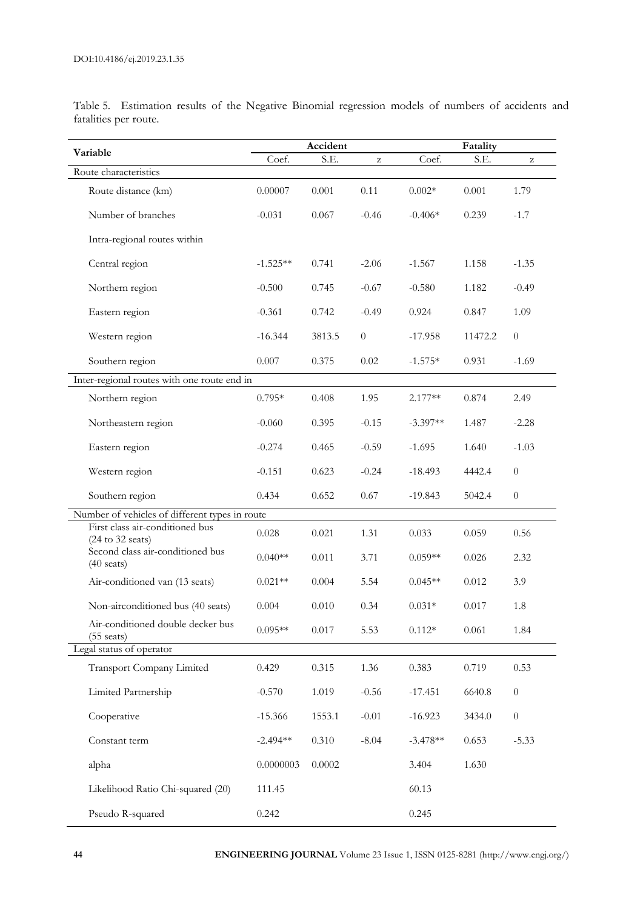Table 5. Estimation results of the Negative Binomial regression models of numbers of accidents and fatalities per route.

| Variable | Accident | | | Fatality | | |
|---|---|---|---|---|---|---|
| | Coef. | S.E. | z | Coef. | S.E. | z |
| Route characteristics | | | | | | |
| Route distance (km) | 0.00007 | 0.001 | 0.11 | 0.002* | 0.001 | 1.79 |
| Number of branches | -0.031 | 0.067 | -0.46 | -0.406* | 0.239 | -1.7 |
| Intra-regional routes within | | | | | | |
| Central region | -1.525** | 0.741 | -2.06 | -1.567 | 1.158 | -1.35 |
| Northern region | -0.500 | 0.745 | -0.67 | -0.580 | 1.182 | -0.49 |
| Eastern region | -0.361 | 0.742 | -0.49 | 0.924 | 0.847 | 1.09 |
| Western region | -16.344 | 3813.5 | 0 | -17.958 | 11472.2 | 0 |
| Southern region | 0.007 | 0.375 | 0.02 | -1.575* | 0.931 | -1.69 |
| Inter-regional routes with one route end in | | | | | | |
| Northern region | 0.795* | 0.408 | 1.95 | 2.177** | 0.874 | 2.49 |
| Northeastern region | -0.060 | 0.395 | -0.15 | -3.397** | 1.487 | -2.28 |
| Eastern region | -0.274 | 0.465 | -0.59 | -1.695 | 1.640 | -1.03 |
| Western region | -0.151 | 0.623 | -0.24 | -18.493 | 4442.4 | 0 |
| Southern region | 0.434 | 0.652 | 0.67 | -19.843 | 5042.4 | 0 |
| Number of vehicles of different types in route | | | | | | |
| First class air-conditioned bus (24 to 32 seats) | 0.028 | 0.021 | 1.31 | 0.033 | 0.059 | 0.56 |
| Second class air-conditioned bus (40 seats) | 0.040** | 0.011 | 3.71 | 0.059** | 0.026 | 2.32 |
| Air-conditioned van (13 seats) | 0.021** | 0.004 | 5.54 | 0.045** | 0.012 | 3.9 |
| Non-airconditioned bus (40 seats) | 0.004 | 0.010 | 0.34 | 0.031* | 0.017 | 1.8 |
| Air-conditioned double decker bus (55 seats) | 0.095** | 0.017 | 5.53 | 0.112* | 0.061 | 1.84 |
| Legal status of operator | | | | | | |
| Transport Company Limited | 0.429 | 0.315 | 1.36 | 0.383 | 0.719 | 0.53 |
| Limited Partnership | -0.570 | 1.019 | -0.56 | -17.451 | 6640.8 | 0 |
| Cooperative | -15.366 | 1553.1 | -0.01 | -16.923 | 3434.0 | 0 |
| Constant term | -2.494** | 0.310 | -8.04 | -3.478** | 0.653 | -5.33 |
| alpha | 0.0000003 | 0.0002 | | 3.404 | 1.630 | |
| Likelihood Ratio Chi-squared (20) | 111.45 | | | 60.13 | | |
| Pseudo R-squared | 0.242 | | | 0.245 | | |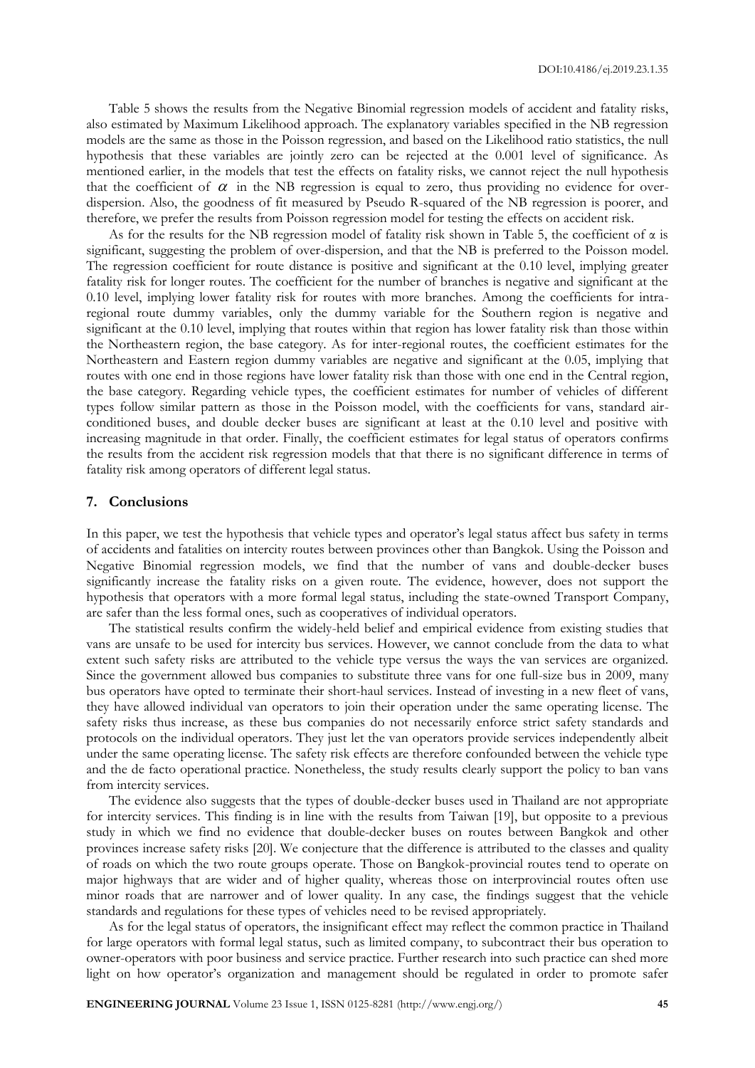Table 5 shows the results from the Negative Binomial regression models of accident and fatality risks, also estimated by Maximum Likelihood approach. The explanatory variables specified in the NB regression models are the same as those in the Poisson regression, and based on the Likelihood ratio statistics, the null hypothesis that these variables are jointly zero can be rejected at the 0.001 level of significance. As mentioned earlier, in the models that test the effects on fatality risks, we cannot reject the null hypothesis that the coefficient of $\alpha$ in the NB regression is equal to zero, thus providing no evidence for over-dispersion. Also, the goodness of fit measured by Pseudo R-squared of the NB regression is poorer, and therefore, we prefer the results from Poisson regression model for testing the effects on accident risk.

As for the results for the NB regression model of fatality risk shown in Table 5, the coefficient of $\alpha$ is significant, suggesting the problem of over-dispersion, and that the NB is preferred to the Poisson model. The regression coefficient for route distance is positive and significant at the 0.10 level, implying greater fatality risk for longer routes. The coefficient for the number of branches is negative and significant at the 0.10 level, implying lower fatality risk for routes with more branches. Among the coefficients for intra-regional route dummy variables, only the dummy variable for the Southern region is negative and significant at the 0.10 level, implying that routes within that region has lower fatality risk than those within the Northeastern region, the base category. As for inter-regional routes, the coefficient estimates for the Northeastern and Eastern region dummy variables are negative and significant at the 0.05, implying that routes with one end in those regions have lower fatality risk than those with one end in the Central region, the base category. Regarding vehicle types, the coefficient estimates for number of vehicles of different types follow similar pattern as those in the Poisson model, with the coefficients for vans, standard air-conditioned buses, and double decker buses are significant at least at the 0.10 level and positive with increasing magnitude in that order. Finally, the coefficient estimates for legal status of operators confirms the results from the accident risk regression models that that there is no significant difference in terms of fatality risk among operators of different legal status.

## 7. Conclusions

In this paper, we test the hypothesis that vehicle types and operator's legal status affect bus safety in terms of accidents and fatalities on intercity routes between provinces other than Bangkok. Using the Poisson and Negative Binomial regression models, we find that the number of vans and double-decker buses significantly increase the fatality risks on a given route. The evidence, however, does not support the hypothesis that operators with a more formal legal status, including the state-owned Transport Company, are safer than the less formal ones, such as cooperatives of individual operators.

The statistical results confirm the widely-held belief and empirical evidence from existing studies that vans are unsafe to be used for intercity bus services. However, we cannot conclude from the data to what extent such safety risks are attributed to the vehicle type versus the ways the van services are organized. Since the government allowed bus companies to substitute three vans for one full-size bus in 2009, many bus operators have opted to terminate their short-haul services. Instead of investing in a new fleet of vans, they have allowed individual van operators to join their operation under the same operating license. The safety risks thus increase, as these bus companies do not necessarily enforce strict safety standards and protocols on the individual operators. They just let the van operators provide services independently albeit under the same operating license. The safety risk effects are therefore confounded between the vehicle type and the de facto operational practice. Nonetheless, the study results clearly support the policy to ban vans from intercity services.

The evidence also suggests that the types of double-decker buses used in Thailand are not appropriate for intercity services. This finding is in line with the results from Taiwan [19], but opposite to a previous study in which we find no evidence that double-decker buses on routes between Bangkok and other provinces increase safety risks [20]. We conjecture that the difference is attributed to the classes and quality of roads on which the two route groups operate. Those on Bangkok-provincial routes tend to operate on major highways that are wider and of higher quality, whereas those on interprovincial routes often use minor roads that are narrower and of lower quality. In any case, the findings suggest that the vehicle standards and regulations for these types of vehicles need to be revised appropriately.

As for the legal status of operators, the insignificant effect may reflect the common practice in Thailand for large operators with formal legal status, such as limited company, to subcontract their bus operation to owner-operators with poor business and service practice. Further research into such practice can shed more light on how operator's organization and management should be regulated in order to promote safer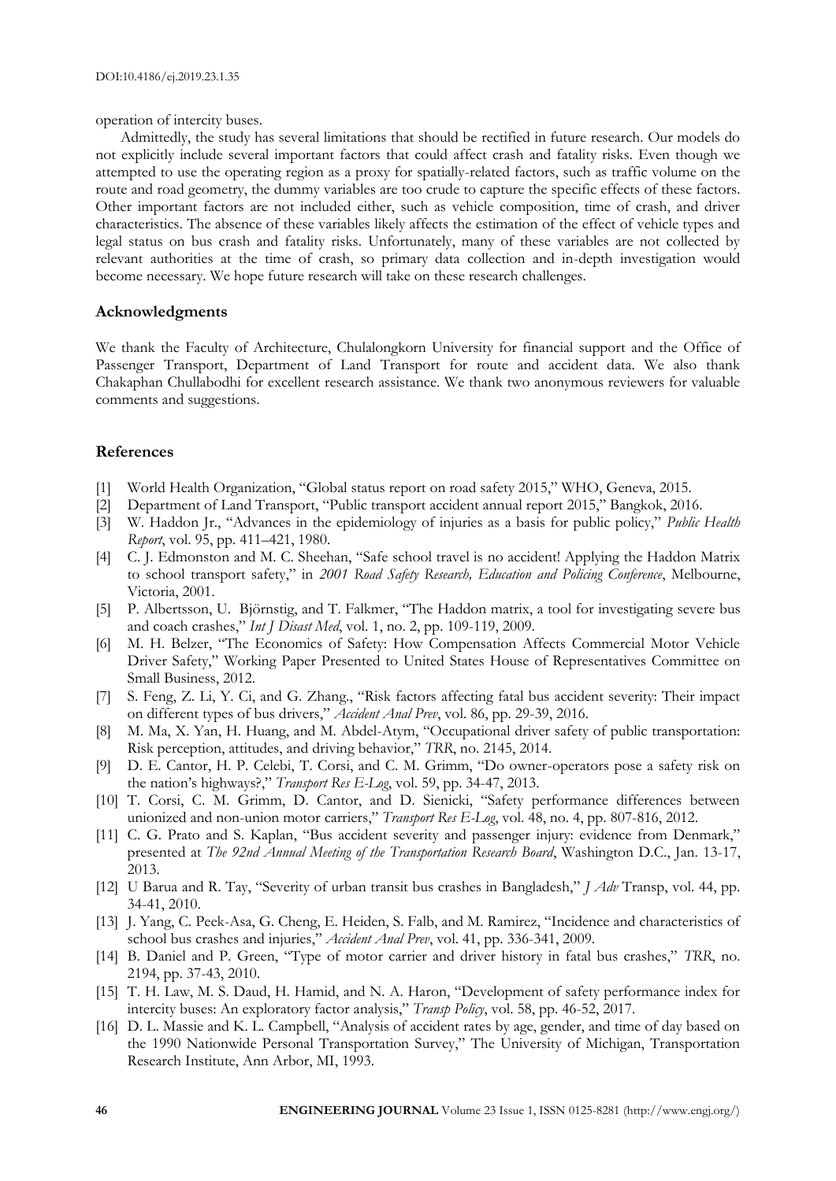operation of intercity buses.

Admittedly, the study has several limitations that should be rectified in future research. Our models do not explicitly include several important factors that could affect crash and fatality risks. Even though we attempted to use the operating region as a proxy for spatially-related factors, such as traffic volume on the route and road geometry, the dummy variables are too crude to capture the specific effects of these factors. Other important factors are not included either, such as vehicle composition, time of crash, and driver characteristics. The absence of these variables likely affects the estimation of the effect of vehicle types and legal status on bus crash and fatality risks. Unfortunately, many of these variables are not collected by relevant authorities at the time of crash, so primary data collection and in-depth investigation would become necessary. We hope future research will take on these research challenges.

## Acknowledgments

We thank the Faculty of Architecture, Chulalongkorn University for financial support and the Office of Passenger Transport, Department of Land Transport for route and accident data. We also thank Chakaphan Chullabodhi for excellent research assistance. We thank two anonymous reviewers for valuable comments and suggestions.

## References

[1] World Health Organization, "Global status report on road safety 2015," WHO, Geneva, 2015.

[2] Department of Land Transport, "Public transport accident annual report 2015," Bangkok, 2016.

[3] W. Haddon Jr., "Advances in the epidemiology of injuries as a basis for public policy," *Public Health Report*, vol. 95, pp. 411–421, 1980.

[4] C. J. Edmonston and M. C. Sheehan, "Safe school travel is no accident! Applying the Haddon Matrix to school transport safety," in *2001 Road Safety Research, Education and Policing Conference*, Melbourne, Victoria, 2001.

[5] P. Albertsson, U. Björnstig, and T. Falkmer, "The Haddon matrix, a tool for investigating severe bus and coach crashes," *Int J Disast Med*, vol. 1, no. 2, pp. 109-119, 2009.

[6] M. H. Belzer, "The Economics of Safety: How Compensation Affects Commercial Motor Vehicle Driver Safety," Working Paper Presented to United States House of Representatives Committee on Small Business, 2012.

[7] S. Feng, Z. Li, Y. Ci, and G. Zhang., "Risk factors affecting fatal bus accident severity: Their impact on different types of bus drivers," *Accident Anal Prev*, vol. 86, pp. 29-39, 2016.

[8] M. Ma, X. Yan, H. Huang, and M. Abdel-Atym, "Occupational driver safety of public transportation: Risk perception, attitudes, and driving behavior," *TRR*, no. 2145, 2014.

[9] D. E. Cantor, H. P. Celebi, T. Corsi, and C. M. Grimm, "Do owner-operators pose a safety risk on the nation's highways?," *Transport Res E-Log*, vol. 59, pp. 34-47, 2013.

[10] T. Corsi, C. M. Grimm, D. Cantor, and D. Sienicki, "Safety performance differences between unionized and non-union motor carriers," *Transport Res E-Log*, vol. 48, no. 4, pp. 807-816, 2012.

[11] C. G. Prato and S. Kaplan, "Bus accident severity and passenger injury: evidence from Denmark," presented at *The 92nd Annual Meeting of the Transportation Research Board*, Washington D.C., Jan. 13-17, 2013.

[12] U Barua and R. Tay, "Severity of urban transit bus crashes in Bangladesh," *J Adv* Transp, vol. 44, pp. 34-41, 2010.

[13] J. Yang, C. Peek-Asa, G. Cheng, E. Heiden, S. Falb, and M. Ramirez, "Incidence and characteristics of school bus crashes and injuries," *Accident Anal Prev*, vol. 41, pp. 336-341, 2009.

[14] B. Daniel and P. Green, "Type of motor carrier and driver history in fatal bus crashes," *TRR*, no. 2194, pp. 37-43, 2010.

[15] T. H. Law, M. S. Daud, H. Hamid, and N. A. Haron, "Development of safety performance index for intercity buses: An exploratory factor analysis," *Transp Policy*, vol. 58, pp. 46-52, 2017.

[16] D. L. Massie and K. L. Campbell, "Analysis of accident rates by age, gender, and time of day based on the 1990 Nationwide Personal Transportation Survey," The University of Michigan, Transportation Research Institute, Ann Arbor, MI, 1993.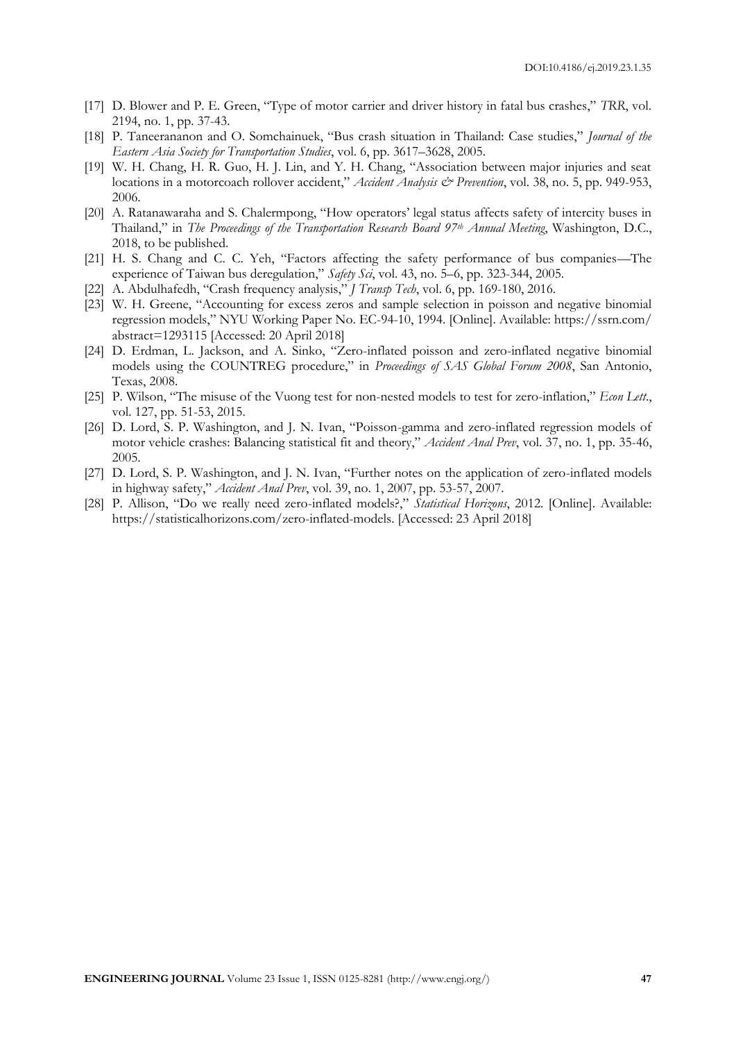[17] D. Blower and P. E. Green, "Type of motor carrier and driver history in fatal bus crashes," *TRR*, vol. 2194, no. 1, pp. 37-43.

[18] P. Taneerananon and O. Somchainuek, "Bus crash situation in Thailand: Case studies," *Journal of the Eastern Asia Society for Transportation Studies*, vol. 6, pp. 3617–3628, 2005.

[19] W. H. Chang, H. R. Guo, H. J. Lin, and Y. H. Chang, "Association between major injuries and seat locations in a motorcoach rollover accident," *Accident Analysis & Prevention*, vol. 38, no. 5, pp. 949-953, 2006.

[20] A. Ratanawaraha and S. Chalermpong, "How operators' legal status affects safety of intercity buses in Thailand," in *The Proceedings of the Transportation Research Board 97th Annual Meeting*, Washington, D.C., 2018, to be published.

[21] H. S. Chang and C. C. Yeh, "Factors affecting the safety performance of bus companies—The experience of Taiwan bus deregulation," *Safety Sci*, vol. 43, no. 5–6, pp. 323-344, 2005.

[22] A. Abdulhafedh, "Crash frequency analysis," *J Transp Tech*, vol. 6, pp. 169-180, 2016.

[23] W. H. Greene, "Accounting for excess zeros and sample selection in poisson and negative binomial regression models," NYU Working Paper No. EC-94-10, 1994. [Online]. Available: https://ssrn.com/abstract=1293115 [Accessed: 20 April 2018]

[24] D. Erdman, L. Jackson, and A. Sinko, "Zero-inflated poisson and zero-inflated negative binomial models using the COUNTREG procedure," in *Proceedings of SAS Global Forum 2008*, San Antonio, Texas, 2008.

[25] P. Wilson, "The misuse of the Vuong test for non-nested models to test for zero-inflation," *Econ Lett.*, vol. 127, pp. 51-53, 2015.

[26] D. Lord, S. P. Washington, and J. N. Ivan, "Poisson-gamma and zero-inflated regression models of motor vehicle crashes: Balancing statistical fit and theory," *Accident Anal Prev*, vol. 37, no. 1, pp. 35-46, 2005.

[27] D. Lord, S. P. Washington, and J. N. Ivan, "Further notes on the application of zero-inflated models in highway safety," *Accident Anal Prev*, vol. 39, no. 1, 2007, pp. 53-57, 2007.

[28] P. Allison, "Do we really need zero-inflated models?," *Statistical Horizons*, 2012. [Online]. Available: https://statisticalhorizons.com/zero-inflated-models. [Accessed: 23 April 2018]